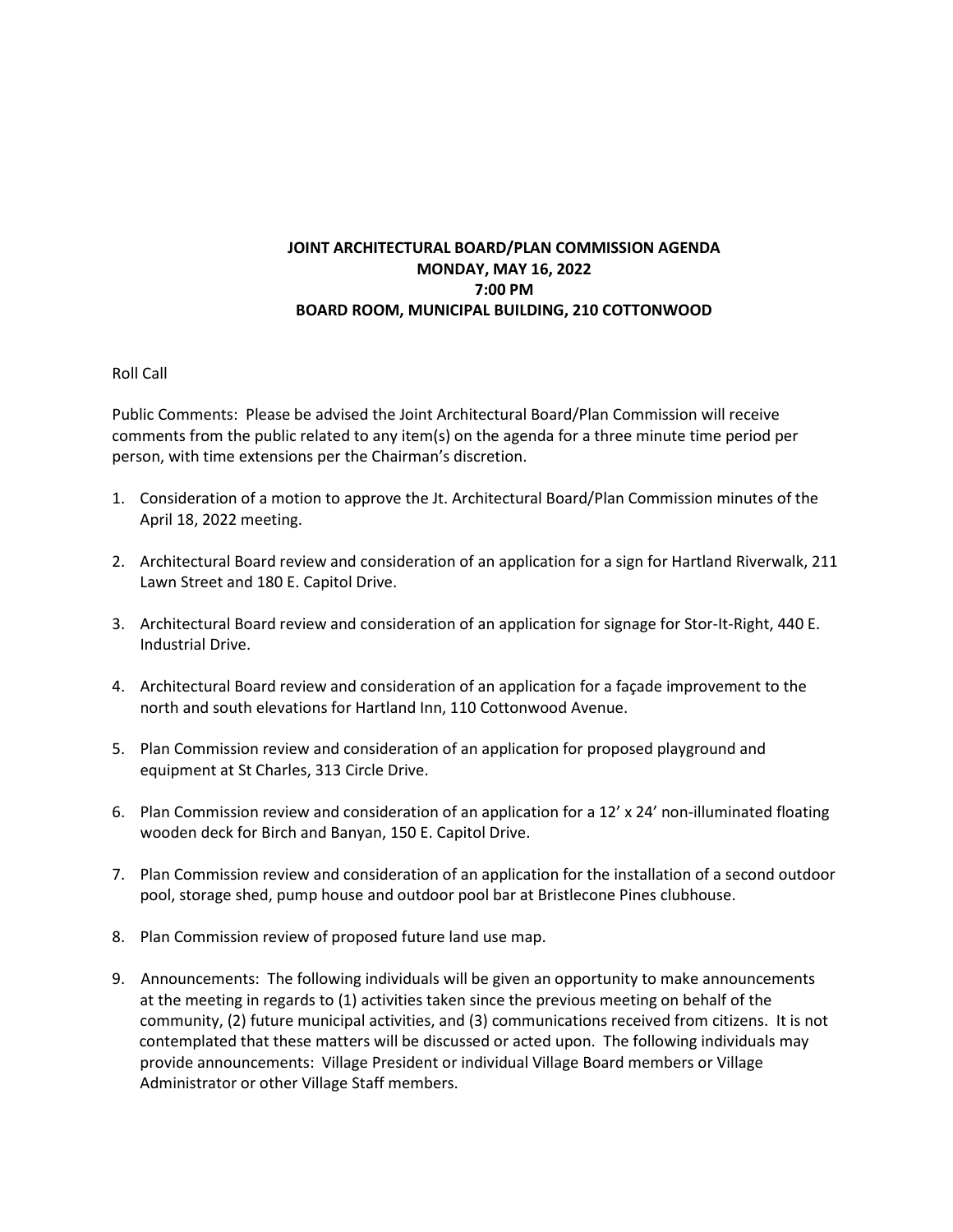# JOINT ARCHITECTURAL BOARD/PLAN COMMISSION AGENDA
## MONDAY, MAY 16, 2022
## 7:00 PM
## BOARD ROOM, MUNICIPAL BUILDING, 210 COTTONWOOD

Roll Call

Public Comments: Please be advised the Joint Architectural Board/Plan Commission will receive comments from the public related to any item(s) on the agenda for a three minute time period per person, with time extensions per the Chairman's discretion.

1. Consideration of a motion to approve the Jt. Architectural Board/Plan Commission minutes of the April 18, 2022 meeting.

2. Architectural Board review and consideration of an application for a sign for Hartland Riverwalk, 211 Lawn Street and 180 E. Capitol Drive.

3. Architectural Board review and consideration of an application for signage for Stor-It-Right, 440 E. Industrial Drive.

4. Architectural Board review and consideration of an application for a façade improvement to the north and south elevations for Hartland Inn, 110 Cottonwood Avenue.

5. Plan Commission review and consideration of an application for proposed playground and equipment at St Charles, 313 Circle Drive.

6. Plan Commission review and consideration of an application for a 12' x 24' non-illuminated floating wooden deck for Birch and Banyan, 150 E. Capitol Drive.

7. Plan Commission review and consideration of an application for the installation of a second outdoor pool, storage shed, pump house and outdoor pool bar at Bristlecone Pines clubhouse.

8. Plan Commission review of proposed future land use map.

9. Announcements: The following individuals will be given an opportunity to make announcements at the meeting in regards to (1) activities taken since the previous meeting on behalf of the community, (2) future municipal activities, and (3) communications received from citizens. It is not contemplated that these matters will be discussed or acted upon. The following individuals may provide announcements: Village President or individual Village Board members or Village Administrator or other Village Staff members.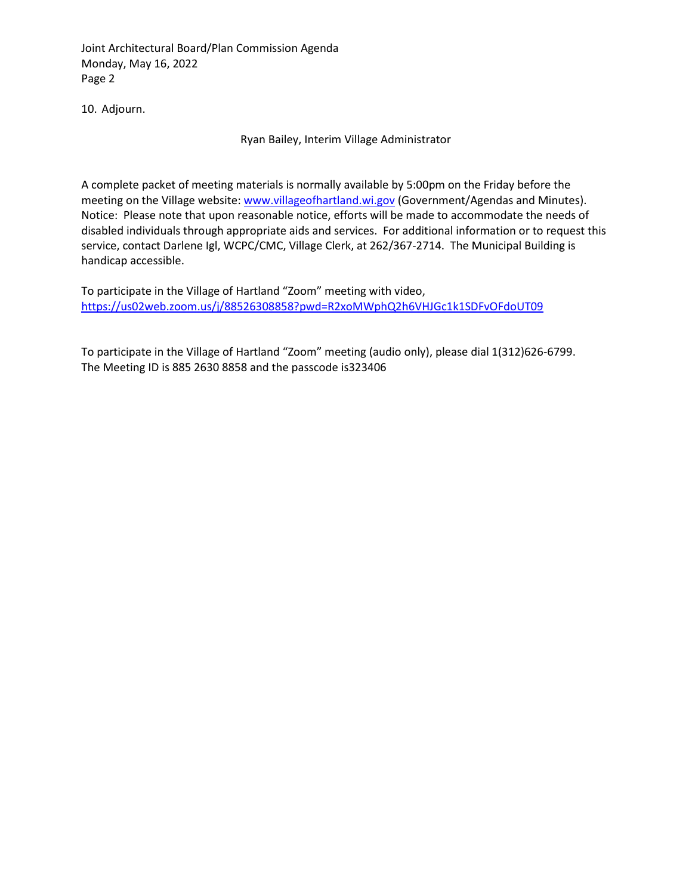10. Adjourn.

Ryan Bailey, Interim Village Administrator

A complete packet of meeting materials is normally available by 5:00pm on the Friday before the meeting on the Village website: www.villageofhartland.wi.gov (Government/Agendas and Minutes). Notice: Please note that upon reasonable notice, efforts will be made to accommodate the needs of disabled individuals through appropriate aids and services. For additional information or to request this service, contact Darlene Igl, WCPC/CMC, Village Clerk, at 262/367-2714. The Municipal Building is handicap accessible.

To participate in the Village of Hartland "Zoom" meeting with video, https://us02web.zoom.us/j/88526308858?pwd=R2xoMWphQ2h6VHJGc1k1SDFvOFdoUT09

To participate in the Village of Hartland "Zoom" meeting (audio only), please dial 1(312)626-6799. The Meeting ID is 885 2630 8858 and the passcode is323406